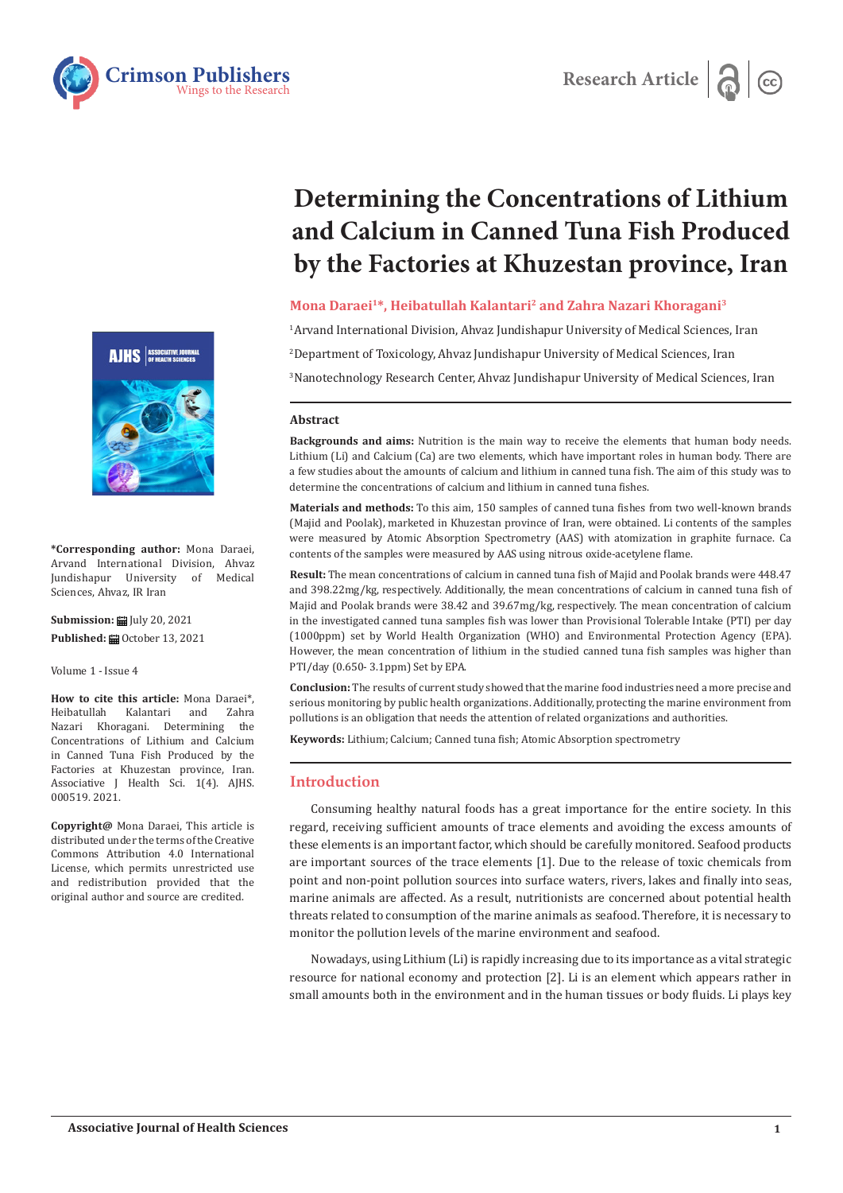Research Article

# Determining the Concentrations of Lithium and Calcium in Canned Tuna Fish Produced by the Factories at Khuzestan province, Iran

**Mona Daraei[1]*, Heibatullah Kalantari[2] and Zahra Nazari Khoragani[3]**

[1]Arvand International Division, Ahvaz Jundishapur University of Medical Sciences, Iran

[2]Department of Toxicology, Ahvaz Jundishapur University of Medical Sciences, Iran

[3]Nanotechnology Research Center, Ahvaz Jundishapur University of Medical Sciences, Iran

**\*Corresponding author:** Mona Daraei, Arvand International Division, Ahvaz Jundishapur University of Medical Sciences, Ahvaz, IR Iran

**Submission:** July 20, 2021

**Published:** October 13, 2021

Volume 1 - Issue 4

**How to cite this article:** Mona Daraei*, Heibatullah Kalantari and Zahra Nazari Khoragani. Determining the Concentrations of Lithium and Calcium in Canned Tuna Fish Produced by the Factories at Khuzestan province, Iran. Associative J Health Sci. 1(4). AJHS. 000519. 2021.

**Copyright@** Mona Daraei, This article is distributed under the terms of the Creative Commons Attribution 4.0 International License, which permits unrestricted use and redistribution provided that the original author and source are credited.

## Abstract

**Backgrounds and aims:** Nutrition is the main way to receive the elements that human body needs. Lithium (Li) and Calcium (Ca) are two elements, which have important roles in human body. There are a few studies about the amounts of calcium and lithium in canned tuna fish. The aim of this study was to determine the concentrations of calcium and lithium in canned tuna fishes.

**Materials and methods:** To this aim, 150 samples of canned tuna fishes from two well-known brands (Majid and Poolak), marketed in Khuzestan province of Iran, were obtained. Li contents of the samples were measured by Atomic Absorption Spectrometry (AAS) with atomization in graphite furnace. Ca contents of the samples were measured by AAS using nitrous oxide-acetylene flame.

**Result:** The mean concentrations of calcium in canned tuna fish of Majid and Poolak brands were 448.47 and 398.22mg/kg, respectively. Additionally, the mean concentrations of calcium in canned tuna fish of Majid and Poolak brands were 38.42 and 39.67mg/kg, respectively. The mean concentration of calcium in the investigated canned tuna samples fish was lower than Provisional Tolerable Intake (PTI) per day (1000ppm) set by World Health Organization (WHO) and Environmental Protection Agency (EPA). However, the mean concentration of lithium in the studied canned tuna fish samples was higher than PTI/day (0.650- 3.1ppm) Set by EPA.

**Conclusion:** The results of current study showed that the marine food industries need a more precise and serious monitoring by public health organizations. Additionally, protecting the marine environment from pollutions is an obligation that needs the attention of related organizations and authorities.

**Keywords:** Lithium; Calcium; Canned tuna fish; Atomic Absorption spectrometry

## Introduction

Consuming healthy natural foods has a great importance for the entire society. In this regard, receiving sufficient amounts of trace elements and avoiding the excess amounts of these elements is an important factor, which should be carefully monitored. Seafood products are important sources of the trace elements [1]. Due to the release of toxic chemicals from point and non-point pollution sources into surface waters, rivers, lakes and finally into seas, marine animals are affected. As a result, nutritionists are concerned about potential health threats related to consumption of the marine animals as seafood. Therefore, it is necessary to monitor the pollution levels of the marine environment and seafood.

Nowadays, using Lithium (Li) is rapidly increasing due to its importance as a vital strategic resource for national economy and protection [2]. Li is an element which appears rather in small amounts both in the environment and in the human tissues or body fluids. Li plays key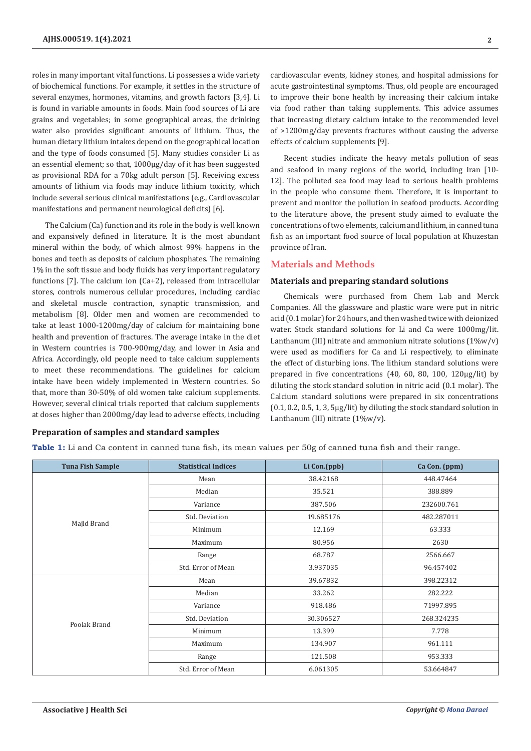roles in many important vital functions. Li possesses a wide variety of biochemical functions. For example, it settles in the structure of several enzymes, hormones, vitamins, and growth factors [3,4]. Li is found in variable amounts in foods. Main food sources of Li are grains and vegetables; in some geographical areas, the drinking water also provides significant amounts of lithium. Thus, the human dietary lithium intakes depend on the geographical location and the type of foods consumed [5]. Many studies consider Li as an essential element; so that, 1000µg/day of it has been suggested as provisional RDA for a 70kg adult person [5]. Receiving excess amounts of lithium via foods may induce lithium toxicity, which include several serious clinical manifestations (e.g., Cardiovascular manifestations and permanent neurological deficits) [6].

The Calcium (Ca) function and its role in the body is well known and expansively defined in literature. It is the most abundant mineral within the body, of which almost 99% happens in the bones and teeth as deposits of calcium phosphates. The remaining 1% in the soft tissue and body fluids has very important regulatory functions [7]. The calcium ion ($Ca^{+2}$), released from intracellular stores, controls numerous cellular procedures, including cardiac and skeletal muscle contraction, synaptic transmission, and metabolism [8]. Older men and women are recommended to take at least 1000-1200mg/day of calcium for maintaining bone health and prevention of fractures. The average intake in the diet in Western countries is 700-900mg/day, and lower in Asia and Africa. Accordingly, old people need to take calcium supplements to meet these recommendations. The guidelines for calcium intake have been widely implemented in Western countries. So that, more than 30-50% of old women take calcium supplements. However, several clinical trials reported that calcium supplements at doses higher than 2000mg/day lead to adverse effects, including cardiovascular events, kidney stones, and hospital admissions for acute gastrointestinal symptoms. Thus, old people are encouraged to improve their bone health by increasing their calcium intake via food rather than taking supplements. This advice assumes that increasing dietary calcium intake to the recommended level of >1200mg/day prevents fractures without causing the adverse effects of calcium supplements [9].

Recent studies indicate the heavy metals pollution of seas and seafood in many regions of the world, including Iran [10-12]. The polluted sea food may lead to serious health problems in the people who consume them. Therefore, it is important to prevent and monitor the pollution in seafood products. According to the literature above, the present study aimed to evaluate the concentrations of two elements, calcium and lithium, in canned tuna fish as an important food source of local population at Khuzestan province of Iran.

## Materials and Methods

### Materials and preparing standard solutions

Chemicals were purchased from Chem Lab and Merck Companies. All the glassware and plastic ware were put in nitric acid (0.1 molar) for 24 hours, and then washed twice with deionized water. Stock standard solutions for Li and Ca were 1000mg/lit. Lanthanum (III) nitrate and ammonium nitrate solutions (1%w/v) were used as modifiers for Ca and Li respectively, to eliminate the effect of disturbing ions. The lithium standard solutions were prepared in five concentrations (40, 60, 80, 100, 120µg/lit) by diluting the stock standard solution in nitric acid (0.1 molar). The Calcium standard solutions were prepared in six concentrations (0.1, 0.2, 0.5, 1, 3, 5µg/lit) by diluting the stock standard solution in Lanthanum (III) nitrate (1%w/v).

### Preparation of samples and standard samples

**Table 1:** Li and Ca content in canned tuna fish, its mean values per 50g of canned tuna fish and their range.

| Tuna Fish Sample | Statistical Indices | Li Con.(ppb) | Ca Con. (ppm) |
|---|---|---|---|
| Majid Brand | Mean | 38.42168 | 448.47464 |
| | Median | 35.521 | 388.889 |
| | Variance | 387.506 | 232600.761 |
| | Std. Deviation | 19.685176 | 482.287011 |
| | Minimum | 12.169 | 63.333 |
| | Maximum | 80.956 | 2630 |
| | Range | 68.787 | 2566.667 |
| | Std. Error of Mean | 3.937035 | 96.457402 |
| Poolak Brand | Mean | 39.67832 | 398.22312 |
| | Median | 33.262 | 282.222 |
| | Variance | 918.486 | 71997.895 |
| | Std. Deviation | 30.306527 | 268.324235 |
| | Minimum | 13.399 | 7.778 |
| | Maximum | 134.907 | 961.111 |
| | Range | 121.508 | 953.333 |
| | Std. Error of Mean | 6.061305 | 53.664847 |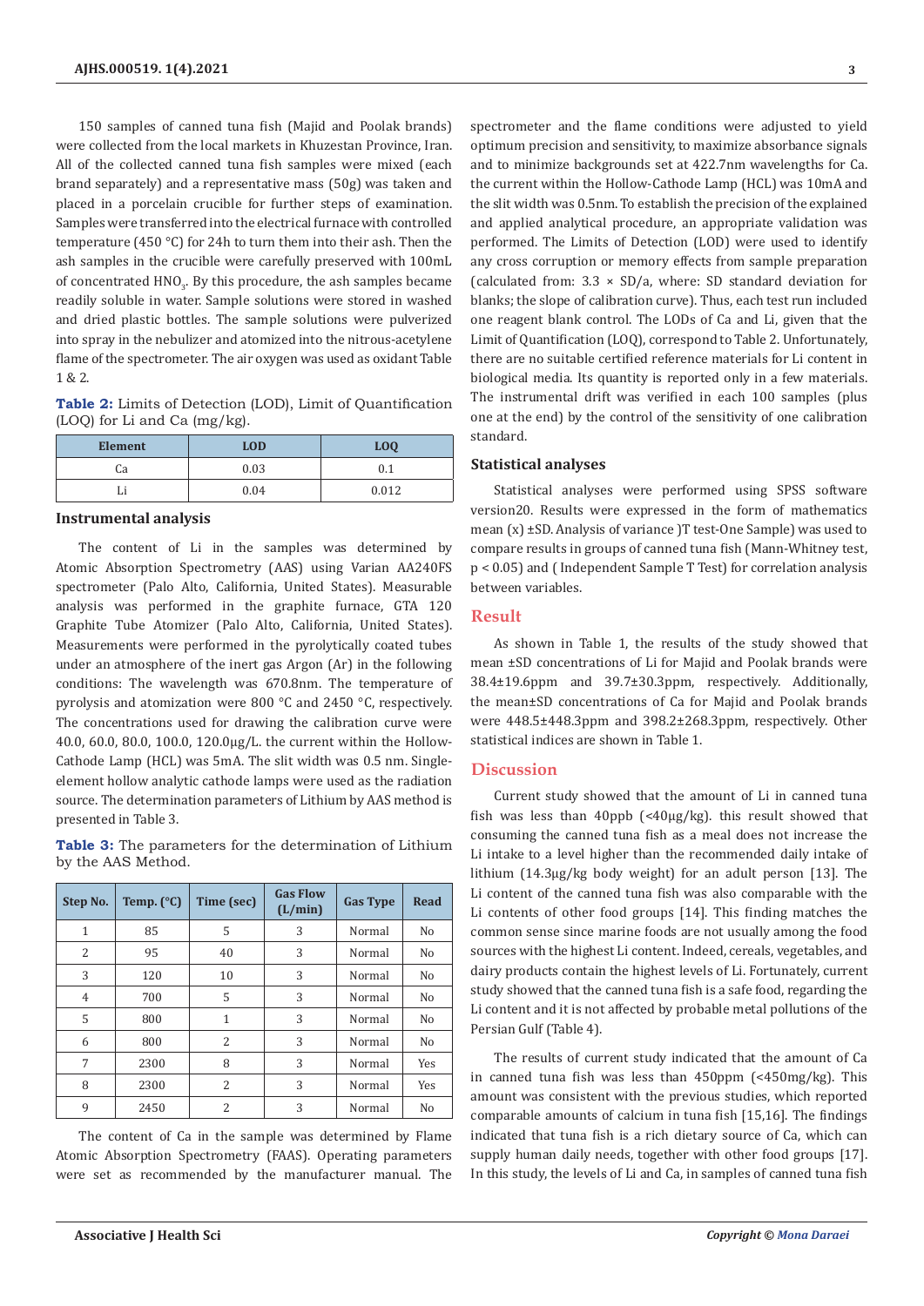150 samples of canned tuna fish (Majid and Poolak brands) were collected from the local markets in Khuzestan Province, Iran. All of the collected canned tuna fish samples were mixed (each brand separately) and a representative mass (50g) was taken and placed in a porcelain crucible for further steps of examination. Samples were transferred into the electrical furnace with controlled temperature (450 °C) for 24h to turn them into their ash. Then the ash samples in the crucible were carefully preserved with 100mL of concentrated $HNO_3$. By this procedure, the ash samples became readily soluble in water. Sample solutions were stored in washed and dried plastic bottles. The sample solutions were pulverized into spray in the nebulizer and atomized into the nitrous-acetylene flame of the spectrometer. The air oxygen was used as oxidant Table 1 & 2.

**Table 2:** Limits of Detection (LOD), Limit of Quantification (LOQ) for Li and Ca (mg/kg).

| Element | LOD | LOQ |
|---|---|---|
| Ca | 0.03 | 0.1 |
| Li | 0.04 | 0.012 |

## Instrumental analysis

The content of Li in the samples was determined by Atomic Absorption Spectrometry (AAS) using Varian AA240FS spectrometer (Palo Alto, California, United States). Measurable analysis was performed in the graphite furnace, GTA 120 Graphite Tube Atomizer (Palo Alto, California, United States). Measurements were performed in the pyrolytically coated tubes under an atmosphere of the inert gas Argon (Ar) in the following conditions: The wavelength was 670.8nm. The temperature of pyrolysis and atomization were 800 °C and 2450 °C, respectively. The concentrations used for drawing the calibration curve were 40.0, 60.0, 80.0, 100.0, 120.0μg/L. the current within the Hollow-Cathode Lamp (HCL) was 5mA. The slit width was 0.5 nm. Single-element hollow analytic cathode lamps were used as the radiation source. The determination parameters of Lithium by AAS method is presented in Table 3.

**Table 3:** The parameters for the determination of Lithium by the AAS Method.

| Step No. | Temp. (°C) | Time (sec) | Gas Flow (L/min) | Gas Type | Read |
|---|---|---|---|---|---|
| 1 | 85 | 5 | 3 | Normal | No |
| 2 | 95 | 40 | 3 | Normal | No |
| 3 | 120 | 10 | 3 | Normal | No |
| 4 | 700 | 5 | 3 | Normal | No |
| 5 | 800 | 1 | 3 | Normal | No |
| 6 | 800 | 2 | 3 | Normal | No |
| 7 | 2300 | 8 | 3 | Normal | Yes |
| 8 | 2300 | 2 | 3 | Normal | Yes |
| 9 | 2450 | 2 | 3 | Normal | No |

The content of Ca in the sample was determined by Flame Atomic Absorption Spectrometry (FAAS). Operating parameters were set as recommended by the manufacturer manual. The spectrometer and the flame conditions were adjusted to yield optimum precision and sensitivity, to maximize absorbance signals and to minimize backgrounds set at 422.7nm wavelengths for Ca. the current within the Hollow-Cathode Lamp (HCL) was 10mA and the slit width was 0.5nm. To establish the precision of the explained and applied analytical procedure, an appropriate validation was performed. The Limits of Detection (LOD) were used to identify any cross corruption or memory effects from sample preparation (calculated from: 3.3 × SD/a, where: SD standard deviation for blanks; the slope of calibration curve). Thus, each test run included one reagent blank control. The LODs of Ca and Li, given that the Limit of Quantification (LOQ), correspond to Table 2. Unfortunately, there are no suitable certified reference materials for Li content in biological media. Its quantity is reported only in a few materials. The instrumental drift was verified in each 100 samples (plus one at the end) by the control of the sensitivity of one calibration standard.

## Statistical analyses

Statistical analyses were performed using SPSS software version20. Results were expressed in the form of mathematics mean (x) ±SD. Analysis of variance )T test-One Sample) was used to compare results in groups of canned tuna fish (Mann-Whitney test, $p < 0.05$) and ( Independent Sample T Test) for correlation analysis between variables.

# Result

As shown in Table 1, the results of the study showed that mean ±SD concentrations of Li for Majid and Poolak brands were 38.4±19.6ppm and 39.7±30.3ppm, respectively. Additionally, the mean±SD concentrations of Ca for Majid and Poolak brands were 448.5±448.3ppm and 398.2±268.3ppm, respectively. Other statistical indices are shown in Table 1.

# Discussion

Current study showed that the amount of Li in canned tuna fish was less than 40ppb (<40μg/kg). this result showed that consuming the canned tuna fish as a meal does not increase the Li intake to a level higher than the recommended daily intake of lithium (14.3μg/kg body weight) for an adult person [13]. The Li content of the canned tuna fish was also comparable with the Li contents of other food groups [14]. This finding matches the common sense since marine foods are not usually among the food sources with the highest Li content. Indeed, cereals, vegetables, and dairy products contain the highest levels of Li. Fortunately, current study showed that the canned tuna fish is a safe food, regarding the Li content and it is not affected by probable metal pollutions of the Persian Gulf (Table 4).

The results of current study indicated that the amount of Ca in canned tuna fish was less than 450ppm (<450mg/kg). This amount was consistent with the previous studies, which reported comparable amounts of calcium in tuna fish [15,16]. The findings indicated that tuna fish is a rich dietary source of Ca, which can supply human daily needs, together with other food groups [17]. In this study, the levels of Li and Ca, in samples of canned tuna fish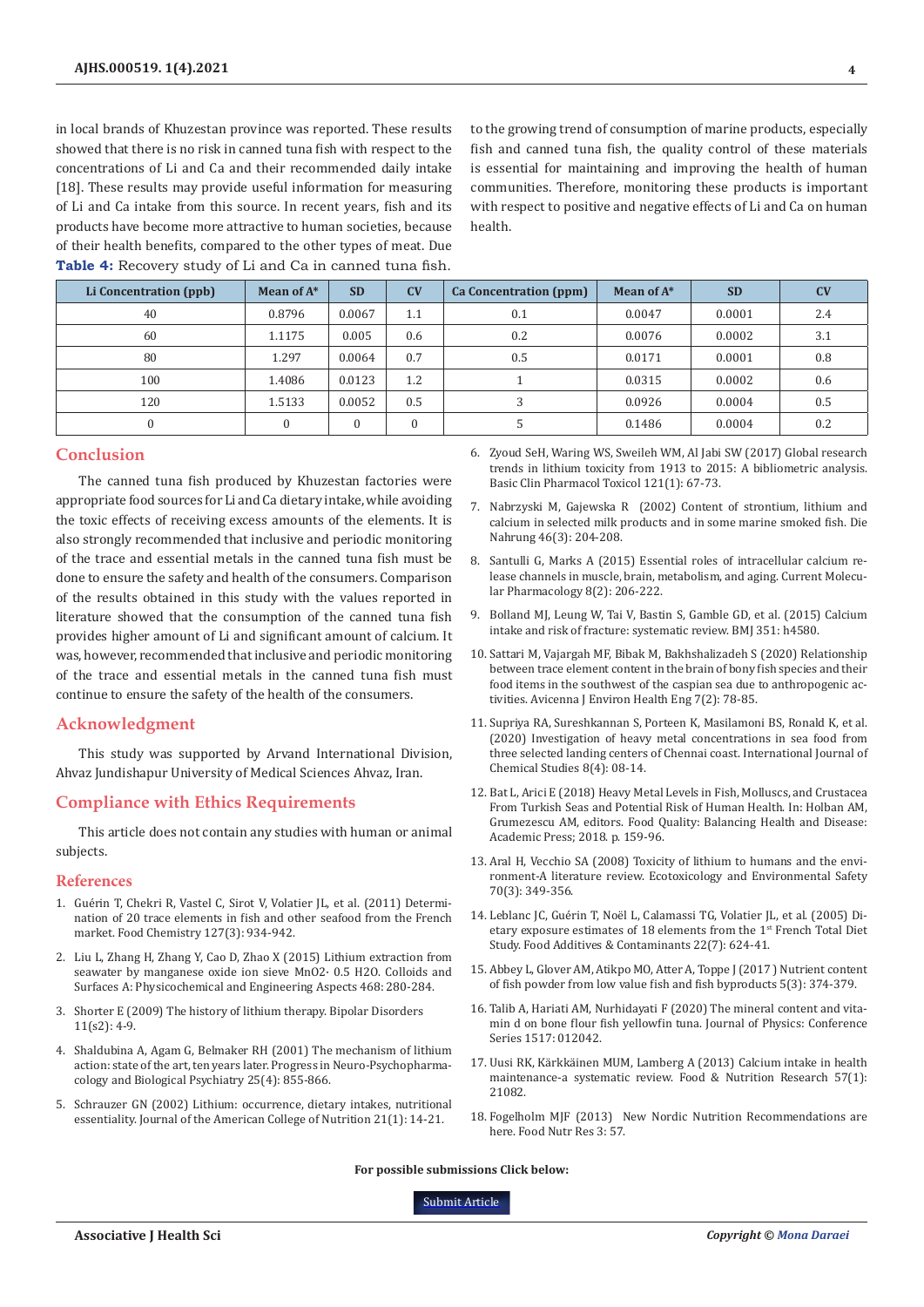in local brands of Khuzestan province was reported. These results showed that there is no risk in canned tuna fish with respect to the concentrations of Li and Ca and their recommended daily intake [18]. These results may provide useful information for measuring of Li and Ca intake from this source. In recent years, fish and its products have become more attractive to human societies, because of their health benefits, compared to the other types of meat. Due to the growing trend of consumption of marine products, especially fish and canned tuna fish, the quality control of these materials is essential for maintaining and improving the health of human communities. Therefore, monitoring these products is important with respect to positive and negative effects of Li and Ca on human health.

**Table 4:** Recovery study of Li and Ca in canned tuna fish.

| Li Concentration (ppb) | Mean of A* | SD | CV | Ca Concentration (ppm) | Mean of A* | SD | CV |
|---|---|---|---|---|---|---|---|
| 40 | 0.8796 | 0.0067 | 1.1 | 0.1 | 0.0047 | 0.0001 | 2.4 |
| 60 | 1.1175 | 0.005 | 0.6 | 0.2 | 0.0076 | 0.0002 | 3.1 |
| 80 | 1.297 | 0.0064 | 0.7 | 0.5 | 0.0171 | 0.0001 | 0.8 |
| 100 | 1.4086 | 0.0123 | 1.2 | 1 | 0.0315 | 0.0002 | 0.6 |
| 120 | 1.5133 | 0.0052 | 0.5 | 3 | 0.0926 | 0.0004 | 0.5 |
| 0 | 0 | 0 | 0 | 5 | 0.1486 | 0.0004 | 0.2 |

## Conclusion

The canned tuna fish produced by Khuzestan factories were appropriate food sources for Li and Ca dietary intake, while avoiding the toxic effects of receiving excess amounts of the elements. It is also strongly recommended that inclusive and periodic monitoring of the trace and essential metals in the canned tuna fish must be done to ensure the safety and health of the consumers. Comparison of the results obtained in this study with the values reported in literature showed that the consumption of the canned tuna fish provides higher amount of Li and significant amount of calcium. It was, however, recommended that inclusive and periodic monitoring of the trace and essential metals in the canned tuna fish must continue to ensure the safety of the health of the consumers.

## Acknowledgment

This study was supported by Arvand International Division, Ahvaz Jundishapur University of Medical Sciences Ahvaz, Iran.

## Compliance with Ethics Requirements

This article does not contain any studies with human or animal subjects.

## References

1. Guérin T, Chekri R, Vastel C, Sirot V, Volatier JL, et al. (2011) Determination of 20 trace elements in fish and other seafood from the French market. Food Chemistry 127(3): 934-942.
2. Liu L, Zhang H, Zhang Y, Cao D, Zhao X (2015) Lithium extraction from seawater by manganese oxide ion sieve MnO2· 0.5 H2O. Colloids and Surfaces A: Physicochemical and Engineering Aspects 468: 280-284.
3. Shorter E (2009) The history of lithium therapy. Bipolar Disorders 11(s2): 4-9.
4. Shaldubina A, Agam G, Belmaker RH (2001) The mechanism of lithium action: state of the art, ten years later. Progress in Neuro-Psychopharmacology and Biological Psychiatry 25(4): 855-866.
5. Schrauzer GN (2002) Lithium: occurrence, dietary intakes, nutritional essentiality. Journal of the American College of Nutrition 21(1): 14-21.
6. Zyoud SeH, Waring WS, Sweileh WM, Al Jabi SW (2017) Global research trends in lithium toxicity from 1913 to 2015: A bibliometric analysis. Basic Clin Pharmacol Toxicol 121(1): 67-73.
7. Nabrzyski M, Gajewska R (2002) Content of strontium, lithium and calcium in selected milk products and in some marine smoked fish. Die Nahrung 46(3): 204-208.
8. Santulli G, Marks A (2015) Essential roles of intracellular calcium release channels in muscle, brain, metabolism, and aging. Current Molecular Pharmacology 8(2): 206-222.
9. Bolland MJ, Leung W, Tai V, Bastin S, Gamble GD, et al. (2015) Calcium intake and risk of fracture: systematic review. BMJ 351: h4580.
10. Sattari M, Vajargah MF, Bibak M, Bakhshalizadeh S (2020) Relationship between trace element content in the brain of bony fish species and their food items in the southwest of the caspian sea due to anthropogenic activities. Avicenna J Environ Health Eng 7(2): 78-85.
11. Supriya RA, Sureshkannan S, Porteen K, Masilamoni BS, Ronald K, et al. (2020) Investigation of heavy metal concentrations in sea food from three selected landing centers of Chennai coast. International Journal of Chemical Studies 8(4): 08-14.
12. Bat L, Arici E (2018) Heavy Metal Levels in Fish, Molluscs, and Crustacea From Turkish Seas and Potential Risk of Human Health. In: Holban AM, Grumezescu AM, editors. Food Quality: Balancing Health and Disease: Academic Press; 2018. p. 159-96.
13. Aral H, Vecchio SA (2008) Toxicity of lithium to humans and the environment-A literature review. Ecotoxicology and Environmental Safety 70(3): 349-356.
14. Leblanc JC, Guérin T, Noël L, Calamassi TG, Volatier JL, et al. (2005) Dietary exposure estimates of 18 elements from the 1st French Total Diet Study. Food Additives & Contaminants 22(7): 624-41.
15. Abbey L, Glover AM, Atikpo MO, Atter A, Toppe J (2017) Nutrient content of fish powder from low value fish and fish byproducts 5(3): 374-379.
16. Talib A, Hariati AM, Nurhidayati F (2020) The mineral content and vitamin d on bone flour fish yellowfin tuna. Journal of Physics: Conference Series 1517: 012042.
17. Uusi RK, Kärkkäinen MUM, Lamberg A (2013) Calcium intake in health maintenance-a systematic review. Food & Nutrition Research 57(1): 21082.
18. Fogelholm MJF (2013) New Nordic Nutrition Recommendations are here. Food Nutr Res 3: 57.

**For possible submissions Click below:**

Submit Article